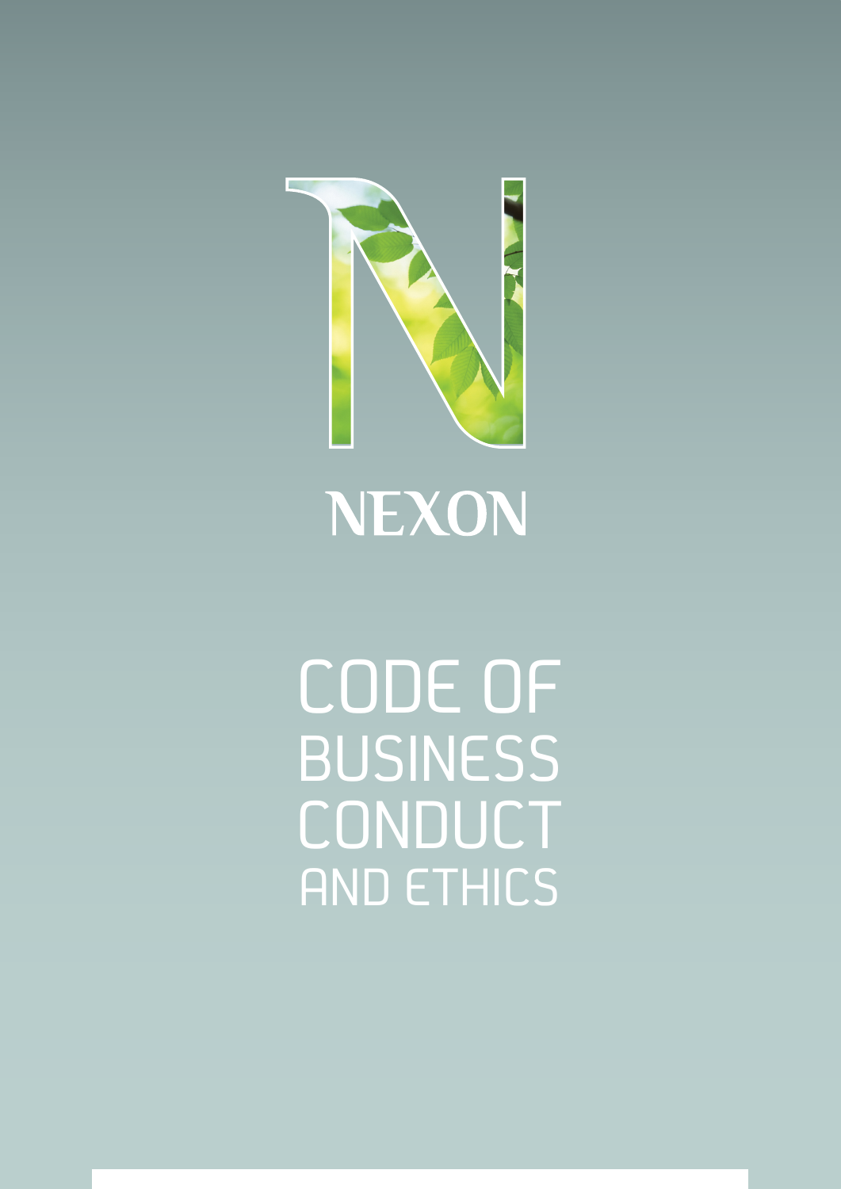NEXON

# CODE OF BUSINESS CONDUCT AND ETHICS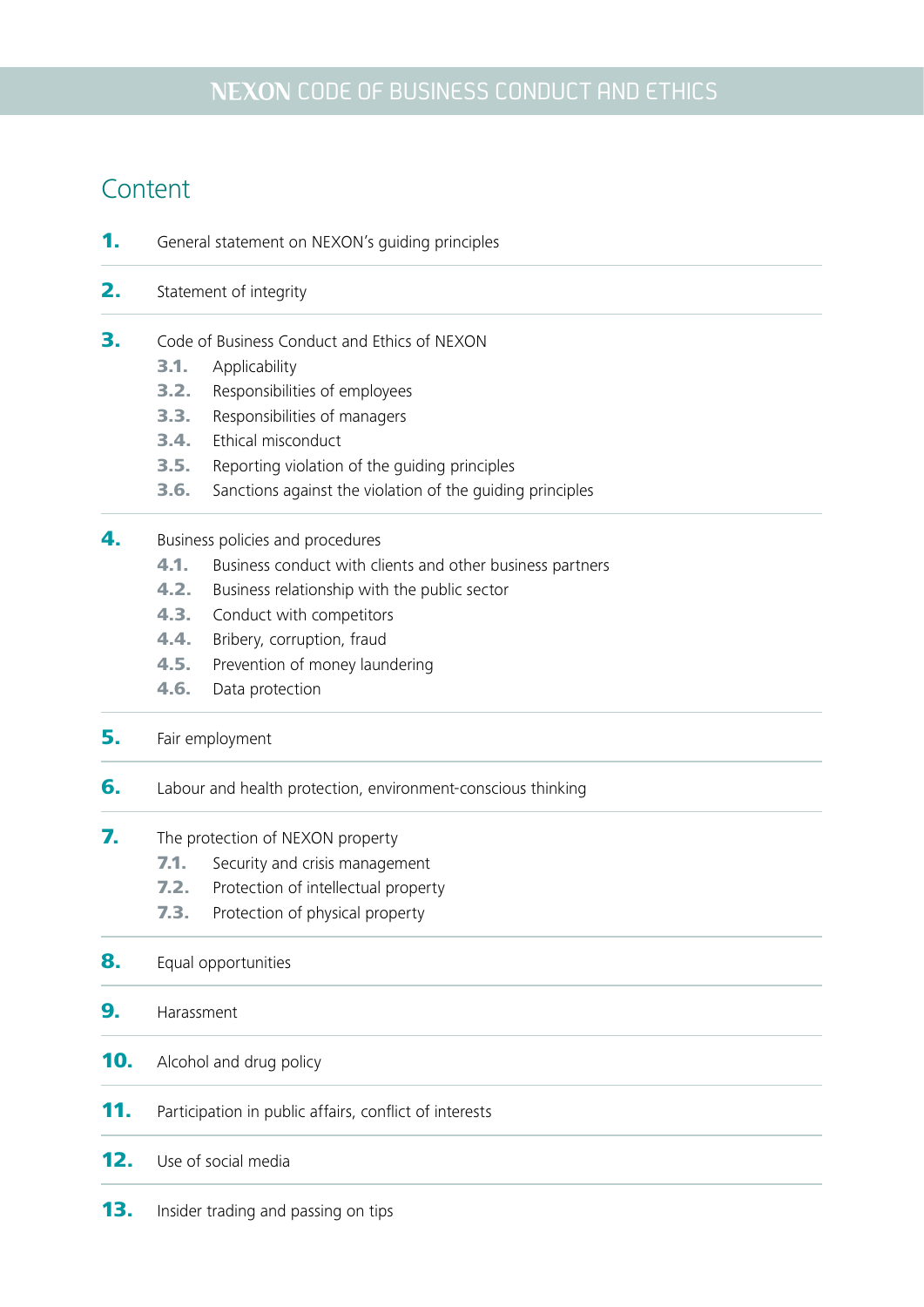## Content

**1.** General statement on NEXON's guiding principles

**2.** Statement of integrity

**3.** Code of Business Conduct and Ethics of NEXON

- **3.1.** Applicability
- **3.2.** Responsibilities of employees
- **3.3.** Responsibilities of managers
- **3.4.** Ethical misconduct
- **3.5.** Reporting violation of the guiding principles
- **3.6.** Sanctions against the violation of the guiding principles

**4.** Business policies and procedures

- **4.1.** Business conduct with clients and other business partners
- **4.2.** Business relationship with the public sector
- **4.3.** Conduct with competitors
- **4.4.** Bribery, corruption, fraud
- **4.5.** Prevention of money laundering
- **4.6.** Data protection

**5.** Fair employment

**6.** Labour and health protection, environment-conscious thinking

**7.** The protection of NEXON property

- **7.1.** Security and crisis management
- **7.2.** Protection of intellectual property
- **7.3.** Protection of physical property

**8.** Equal opportunities

**9.** Harassment

**10.** Alcohol and drug policy

**11.** Participation in public affairs, conflict of interests

**12.** Use of social media

**13.** Insider trading and passing on tips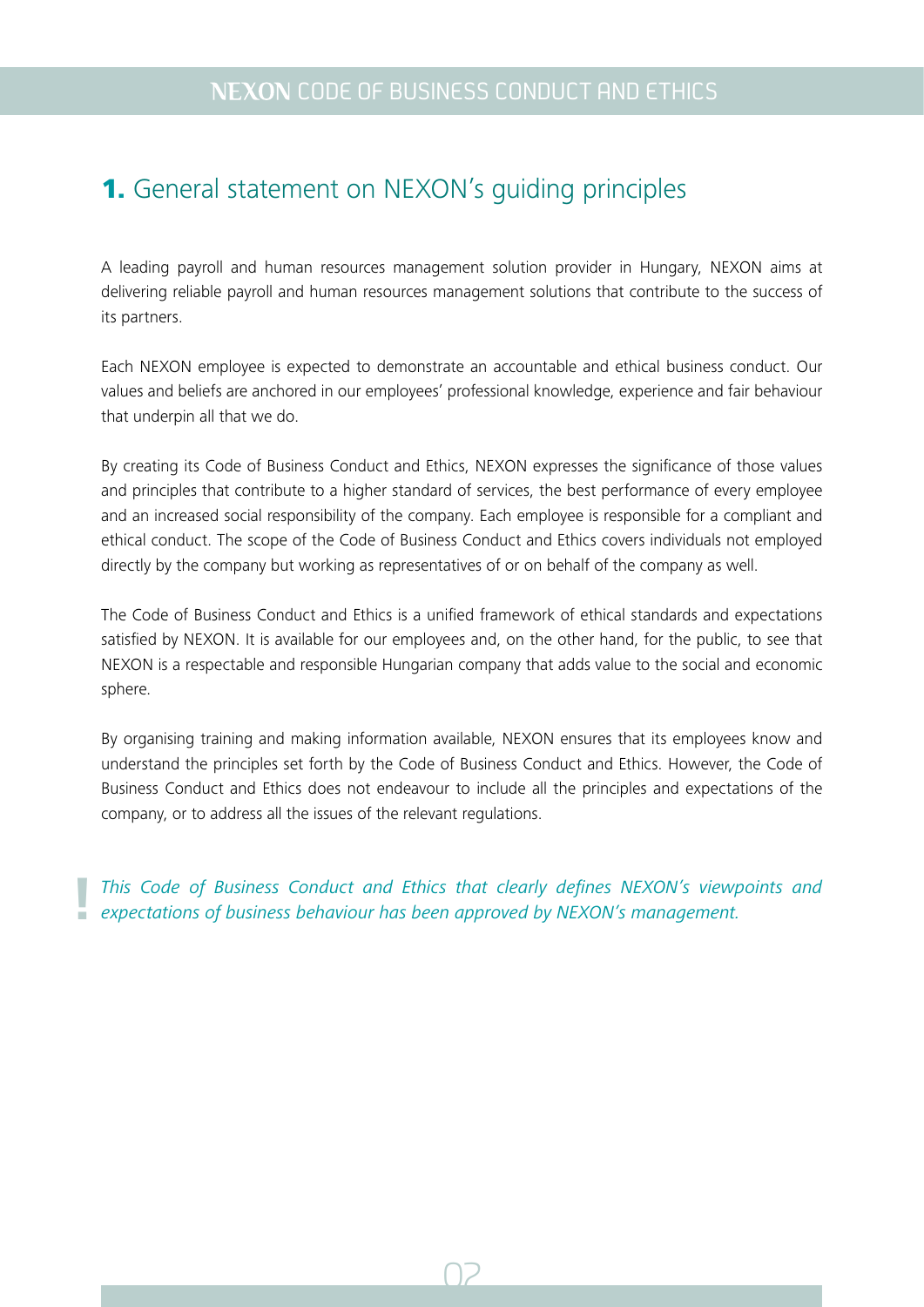# 1. General statement on NEXON's guiding principles

A leading payroll and human resources management solution provider in Hungary, NEXON aims at delivering reliable payroll and human resources management solutions that contribute to the success of its partners.

Each NEXON employee is expected to demonstrate an accountable and ethical business conduct. Our values and beliefs are anchored in our employees' professional knowledge, experience and fair behaviour that underpin all that we do.

By creating its Code of Business Conduct and Ethics, NEXON expresses the significance of those values and principles that contribute to a higher standard of services, the best performance of every employee and an increased social responsibility of the company. Each employee is responsible for a compliant and ethical conduct. The scope of the Code of Business Conduct and Ethics covers individuals not employed directly by the company but working as representatives of or on behalf of the company as well.

The Code of Business Conduct and Ethics is a unified framework of ethical standards and expectations satisfied by NEXON. It is available for our employees and, on the other hand, for the public, to see that NEXON is a respectable and responsible Hungarian company that adds value to the social and economic sphere.

By organising training and making information available, NEXON ensures that its employees know and understand the principles set forth by the Code of Business Conduct and Ethics. However, the Code of Business Conduct and Ethics does not endeavour to include all the principles and expectations of the company, or to address all the issues of the relevant regulations.

*This Code of Business Conduct and Ethics that clearly defines NEXON's viewpoints and expectations of business behaviour has been approved by NEXON's management.*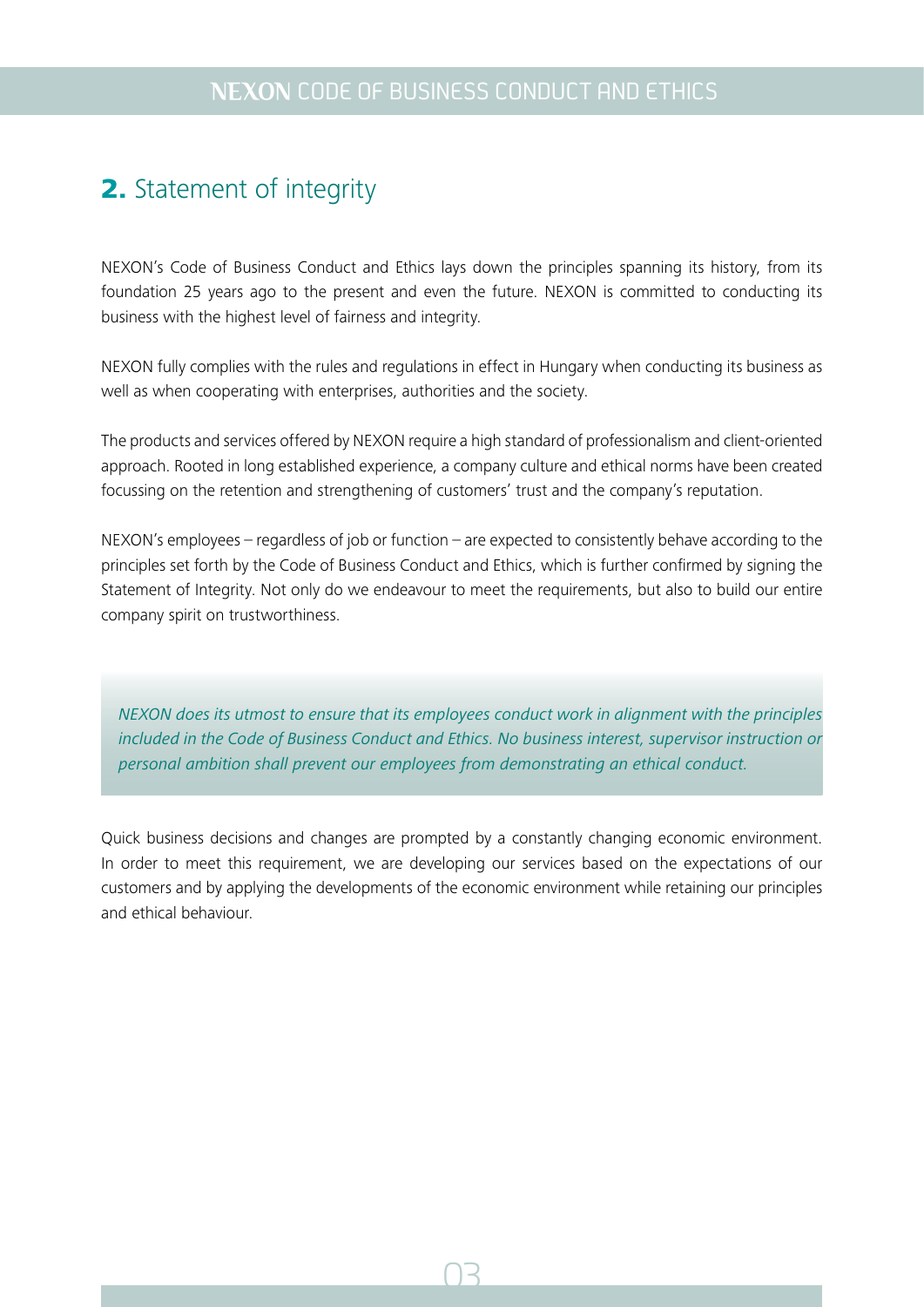## 2. Statement of integrity

NEXON's Code of Business Conduct and Ethics lays down the principles spanning its history, from its foundation 25 years ago to the present and even the future. NEXON is committed to conducting its business with the highest level of fairness and integrity.

NEXON fully complies with the rules and regulations in effect in Hungary when conducting its business as well as when cooperating with enterprises, authorities and the society.

The products and services offered by NEXON require a high standard of professionalism and client-oriented approach. Rooted in long established experience, a company culture and ethical norms have been created focussing on the retention and strengthening of customers' trust and the company's reputation.

NEXON's employees – regardless of job or function – are expected to consistently behave according to the principles set forth by the Code of Business Conduct and Ethics, which is further confirmed by signing the Statement of Integrity. Not only do we endeavour to meet the requirements, but also to build our entire company spirit on trustworthiness.

*NEXON does its utmost to ensure that its employees conduct work in alignment with the principles included in the Code of Business Conduct and Ethics. No business interest, supervisor instruction or personal ambition shall prevent our employees from demonstrating an ethical conduct.*

Quick business decisions and changes are prompted by a constantly changing economic environment. In order to meet this requirement, we are developing our services based on the expectations of our customers and by applying the developments of the economic environment while retaining our principles and ethical behaviour.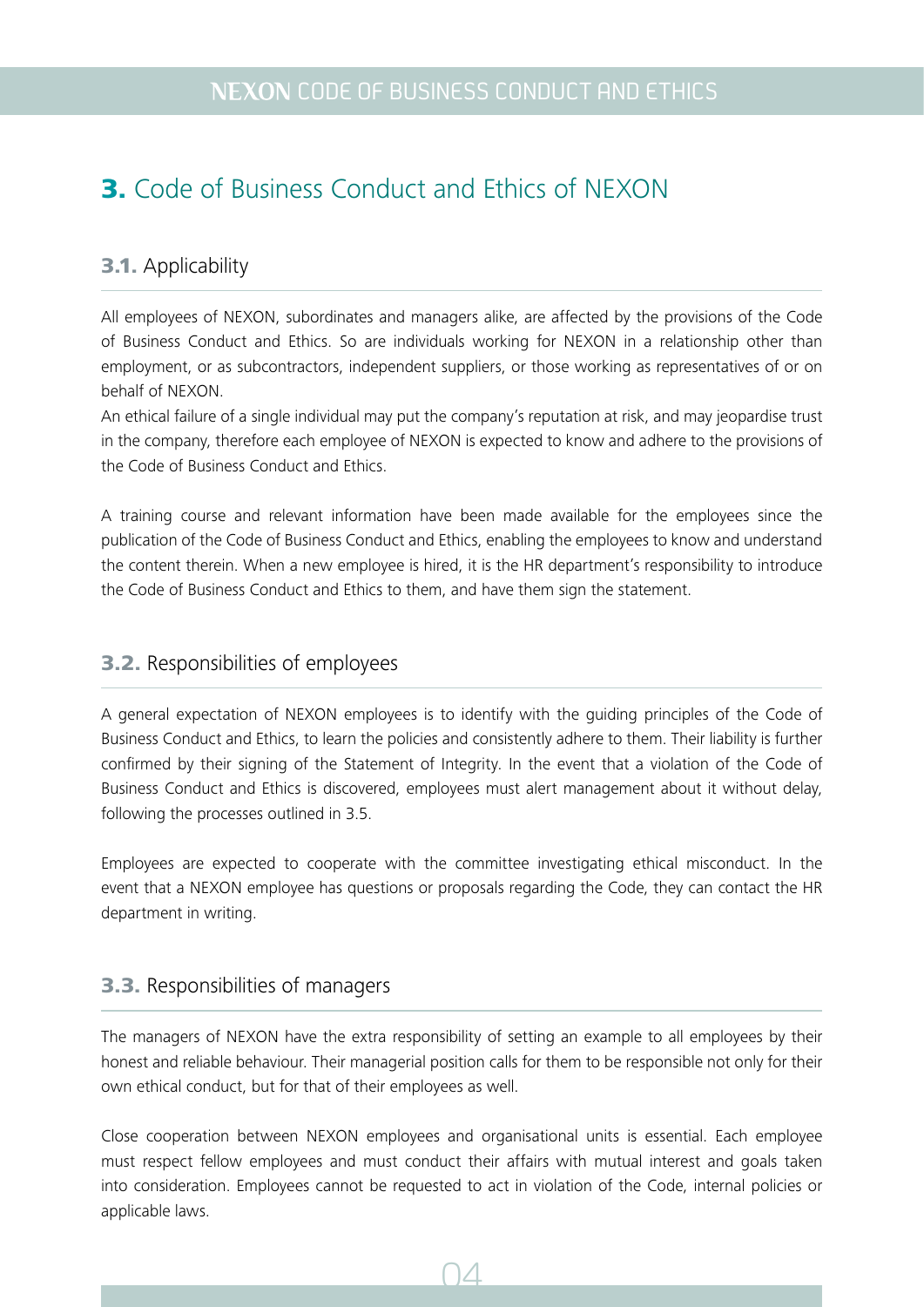# **3.** Code of Business Conduct and Ethics of NEXON

## **3.1.** Applicability

All employees of NEXON, subordinates and managers alike, are affected by the provisions of the Code of Business Conduct and Ethics. So are individuals working for NEXON in a relationship other than employment, or as subcontractors, independent suppliers, or those working as representatives of or on behalf of NEXON.
An ethical failure of a single individual may put the company's reputation at risk, and may jeopardise trust in the company, therefore each employee of NEXON is expected to know and adhere to the provisions of the Code of Business Conduct and Ethics.

A training course and relevant information have been made available for the employees since the publication of the Code of Business Conduct and Ethics, enabling the employees to know and understand the content therein. When a new employee is hired, it is the HR department's responsibility to introduce the Code of Business Conduct and Ethics to them, and have them sign the statement.

## **3.2.** Responsibilities of employees

A general expectation of NEXON employees is to identify with the guiding principles of the Code of Business Conduct and Ethics, to learn the policies and consistently adhere to them. Their liability is further confirmed by their signing of the Statement of Integrity. In the event that a violation of the Code of Business Conduct and Ethics is discovered, employees must alert management about it without delay, following the processes outlined in 3.5.

Employees are expected to cooperate with the committee investigating ethical misconduct. In the event that a NEXON employee has questions or proposals regarding the Code, they can contact the HR department in writing.

## **3.3.** Responsibilities of managers

The managers of NEXON have the extra responsibility of setting an example to all employees by their honest and reliable behaviour. Their managerial position calls for them to be responsible not only for their own ethical conduct, but for that of their employees as well.

Close cooperation between NEXON employees and organisational units is essential. Each employee must respect fellow employees and must conduct their affairs with mutual interest and goals taken into consideration. Employees cannot be requested to act in violation of the Code, internal policies or applicable laws.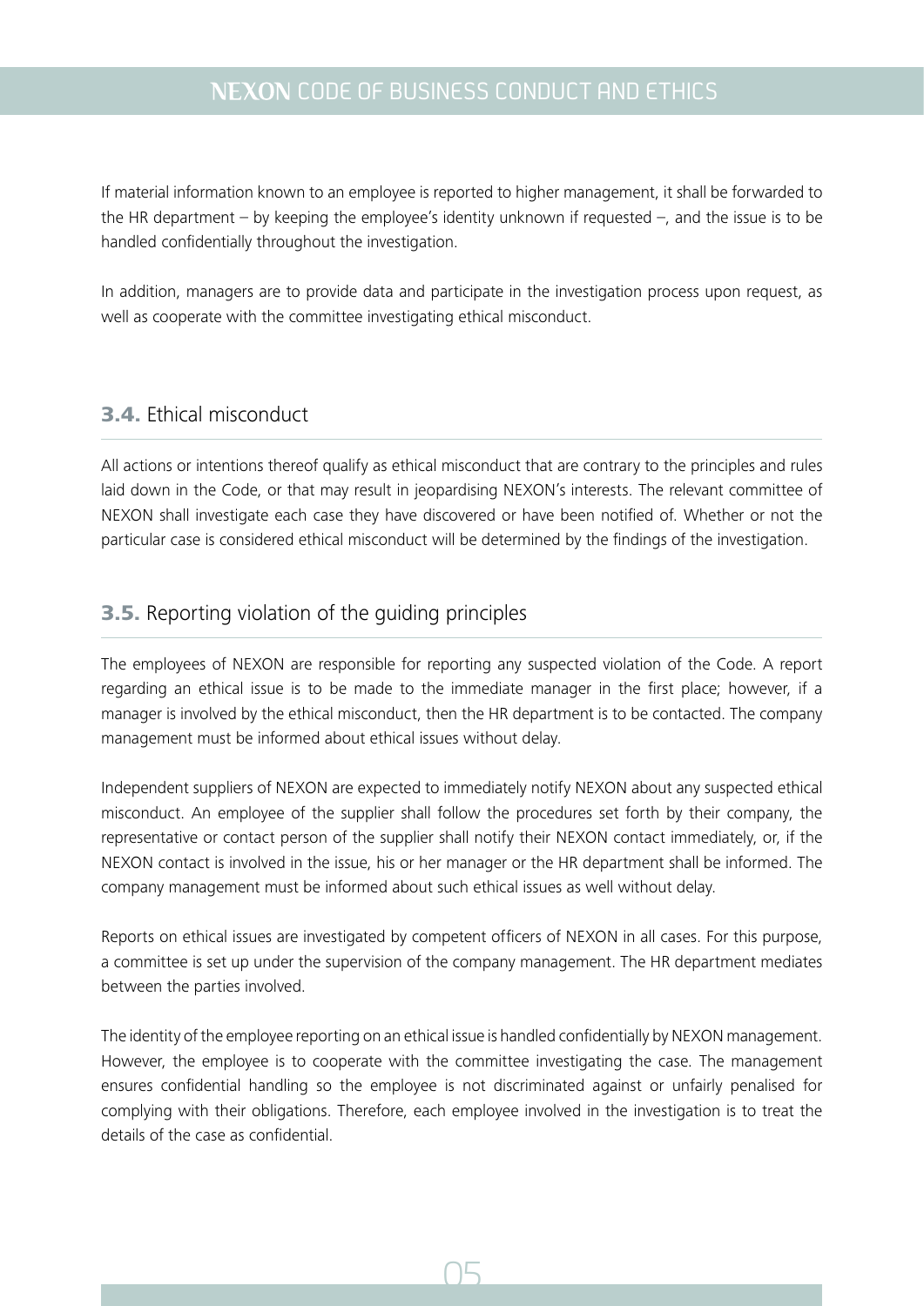If material information known to an employee is reported to higher management, it shall be forwarded to the HR department – by keeping the employee's identity unknown if requested –, and the issue is to be handled confidentially throughout the investigation.

In addition, managers are to provide data and participate in the investigation process upon request, as well as cooperate with the committee investigating ethical misconduct.

## 3.4. Ethical misconduct

All actions or intentions thereof qualify as ethical misconduct that are contrary to the principles and rules laid down in the Code, or that may result in jeopardising NEXON's interests. The relevant committee of NEXON shall investigate each case they have discovered or have been notified of. Whether or not the particular case is considered ethical misconduct will be determined by the findings of the investigation.

## 3.5. Reporting violation of the guiding principles

The employees of NEXON are responsible for reporting any suspected violation of the Code. A report regarding an ethical issue is to be made to the immediate manager in the first place; however, if a manager is involved by the ethical misconduct, then the HR department is to be contacted. The company management must be informed about ethical issues without delay.

Independent suppliers of NEXON are expected to immediately notify NEXON about any suspected ethical misconduct. An employee of the supplier shall follow the procedures set forth by their company, the representative or contact person of the supplier shall notify their NEXON contact immediately, or, if the NEXON contact is involved in the issue, his or her manager or the HR department shall be informed. The company management must be informed about such ethical issues as well without delay.

Reports on ethical issues are investigated by competent officers of NEXON in all cases. For this purpose, a committee is set up under the supervision of the company management. The HR department mediates between the parties involved.

The identity of the employee reporting on an ethical issue is handled confidentially by NEXON management. However, the employee is to cooperate with the committee investigating the case. The management ensures confidential handling so the employee is not discriminated against or unfairly penalised for complying with their obligations. Therefore, each employee involved in the investigation is to treat the details of the case as confidential.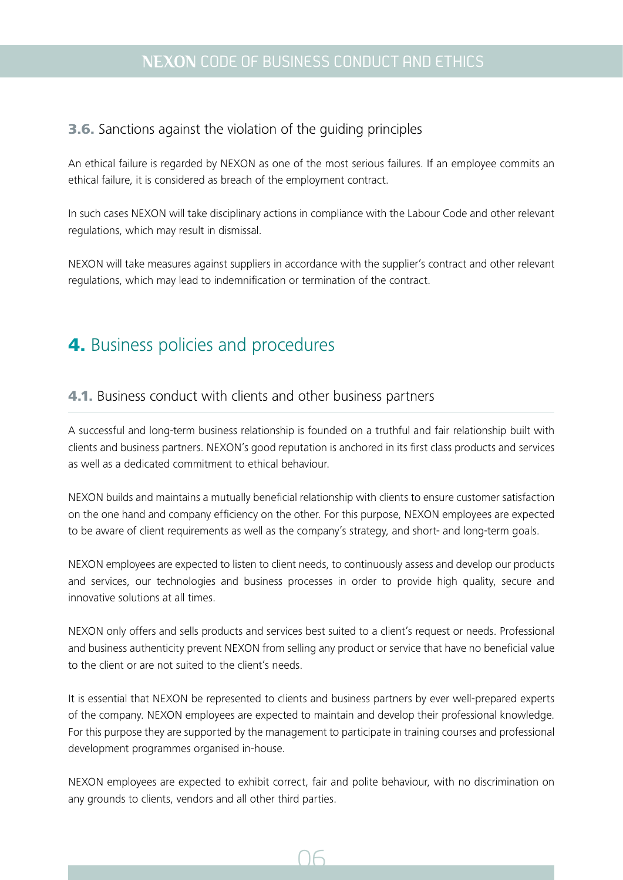### 3.6. Sanctions against the violation of the guiding principles

An ethical failure is regarded by NEXON as one of the most serious failures. If an employee commits an ethical failure, it is considered as breach of the employment contract.

In such cases NEXON will take disciplinary actions in compliance with the Labour Code and other relevant regulations, which may result in dismissal.

NEXON will take measures against suppliers in accordance with the supplier's contract and other relevant regulations, which may lead to indemnification or termination of the contract.

## 4. Business policies and procedures

### 4.1. Business conduct with clients and other business partners

A successful and long-term business relationship is founded on a truthful and fair relationship built with clients and business partners. NEXON's good reputation is anchored in its first class products and services as well as a dedicated commitment to ethical behaviour.

NEXON builds and maintains a mutually beneficial relationship with clients to ensure customer satisfaction on the one hand and company efficiency on the other. For this purpose, NEXON employees are expected to be aware of client requirements as well as the company's strategy, and short- and long-term goals.

NEXON employees are expected to listen to client needs, to continuously assess and develop our products and services, our technologies and business processes in order to provide high quality, secure and innovative solutions at all times.

NEXON only offers and sells products and services best suited to a client's request or needs. Professional and business authenticity prevent NEXON from selling any product or service that have no beneficial value to the client or are not suited to the client's needs.

It is essential that NEXON be represented to clients and business partners by ever well-prepared experts of the company. NEXON employees are expected to maintain and develop their professional knowledge. For this purpose they are supported by the management to participate in training courses and professional development programmes organised in-house.

NEXON employees are expected to exhibit correct, fair and polite behaviour, with no discrimination on any grounds to clients, vendors and all other third parties.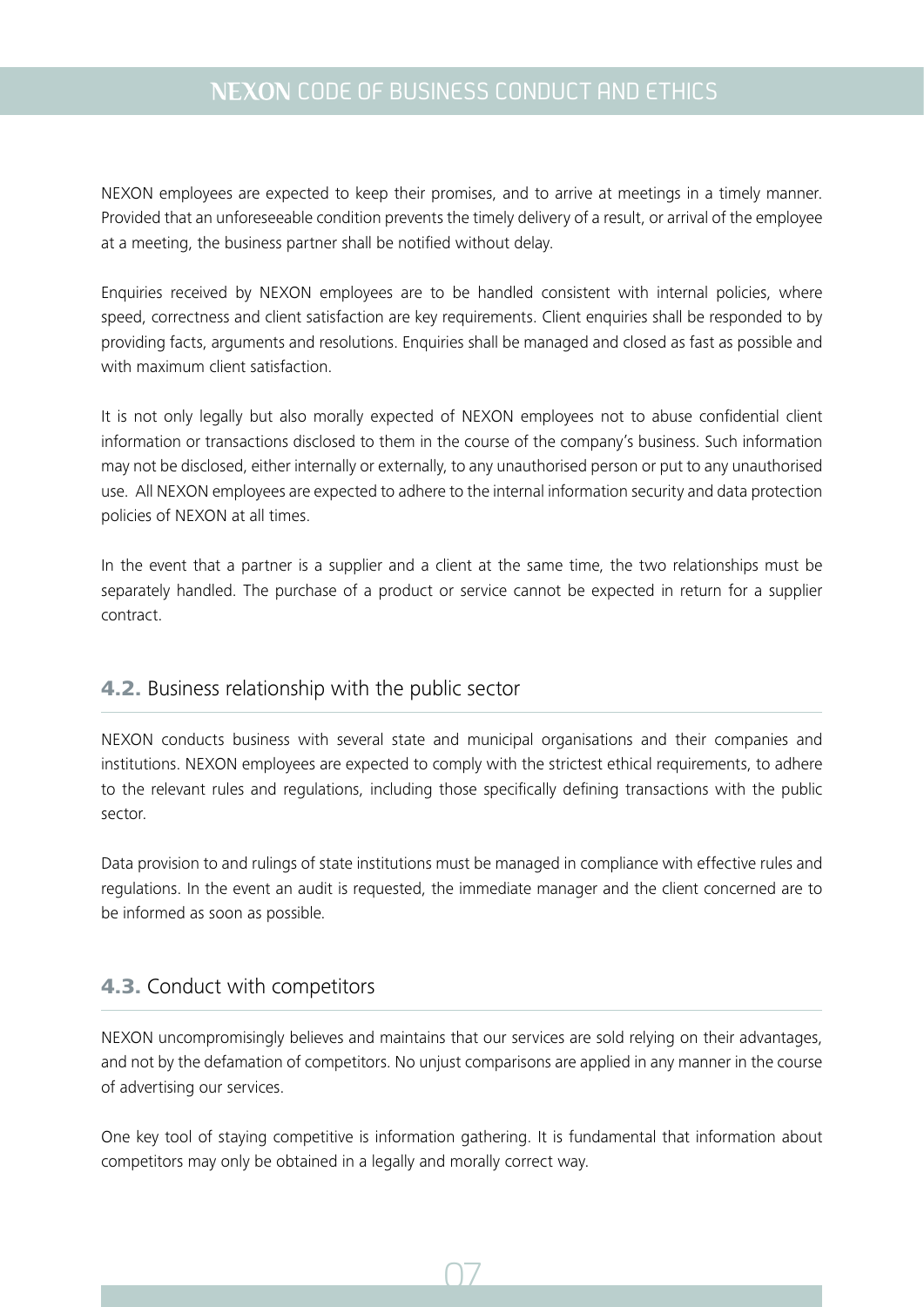NEXON employees are expected to keep their promises, and to arrive at meetings in a timely manner. Provided that an unforeseeable condition prevents the timely delivery of a result, or arrival of the employee at a meeting, the business partner shall be notified without delay.

Enquiries received by NEXON employees are to be handled consistent with internal policies, where speed, correctness and client satisfaction are key requirements. Client enquiries shall be responded to by providing facts, arguments and resolutions. Enquiries shall be managed and closed as fast as possible and with maximum client satisfaction.

It is not only legally but also morally expected of NEXON employees not to abuse confidential client information or transactions disclosed to them in the course of the company's business. Such information may not be disclosed, either internally or externally, to any unauthorised person or put to any unauthorised use. All NEXON employees are expected to adhere to the internal information security and data protection policies of NEXON at all times.

In the event that a partner is a supplier and a client at the same time, the two relationships must be separately handled. The purchase of a product or service cannot be expected in return for a supplier contract.

## 4.2. Business relationship with the public sector

NEXON conducts business with several state and municipal organisations and their companies and institutions. NEXON employees are expected to comply with the strictest ethical requirements, to adhere to the relevant rules and regulations, including those specifically defining transactions with the public sector.

Data provision to and rulings of state institutions must be managed in compliance with effective rules and regulations. In the event an audit is requested, the immediate manager and the client concerned are to be informed as soon as possible.

## 4.3. Conduct with competitors

NEXON uncompromisingly believes and maintains that our services are sold relying on their advantages, and not by the defamation of competitors. No unjust comparisons are applied in any manner in the course of advertising our services.

One key tool of staying competitive is information gathering. It is fundamental that information about competitors may only be obtained in a legally and morally correct way.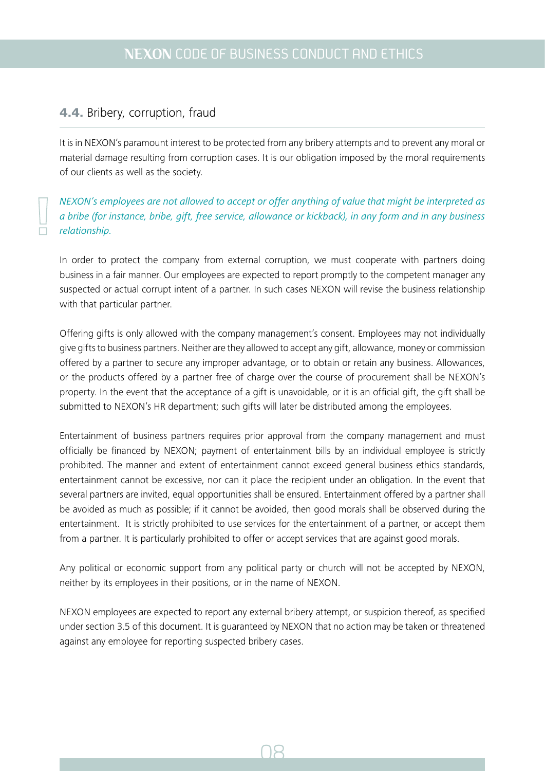## 4.4. Bribery, corruption, fraud

It is in NEXON's paramount interest to be protected from any bribery attempts and to prevent any moral or material damage resulting from corruption cases. It is our obligation imposed by the moral requirements of our clients as well as the society.

*NEXON's employees are not allowed to accept or offer anything of value that might be interpreted as a bribe (for instance, bribe, gift, free service, allowance or kickback), in any form and in any business relationship.*

In order to protect the company from external corruption, we must cooperate with partners doing business in a fair manner. Our employees are expected to report promptly to the competent manager any suspected or actual corrupt intent of a partner. In such cases NEXON will revise the business relationship with that particular partner.

Offering gifts is only allowed with the company management's consent. Employees may not individually give gifts to business partners. Neither are they allowed to accept any gift, allowance, money or commission offered by a partner to secure any improper advantage, or to obtain or retain any business. Allowances, or the products offered by a partner free of charge over the course of procurement shall be NEXON's property. In the event that the acceptance of a gift is unavoidable, or it is an official gift, the gift shall be submitted to NEXON's HR department; such gifts will later be distributed among the employees.

Entertainment of business partners requires prior approval from the company management and must officially be financed by NEXON; payment of entertainment bills by an individual employee is strictly prohibited. The manner and extent of entertainment cannot exceed general business ethics standards, entertainment cannot be excessive, nor can it place the recipient under an obligation. In the event that several partners are invited, equal opportunities shall be ensured. Entertainment offered by a partner shall be avoided as much as possible; if it cannot be avoided, then good morals shall be observed during the entertainment. It is strictly prohibited to use services for the entertainment of a partner, or accept them from a partner. It is particularly prohibited to offer or accept services that are against good morals.

Any political or economic support from any political party or church will not be accepted by NEXON, neither by its employees in their positions, or in the name of NEXON.

NEXON employees are expected to report any external bribery attempt, or suspicion thereof, as specified under section 3.5 of this document. It is guaranteed by NEXON that no action may be taken or threatened against any employee for reporting suspected bribery cases.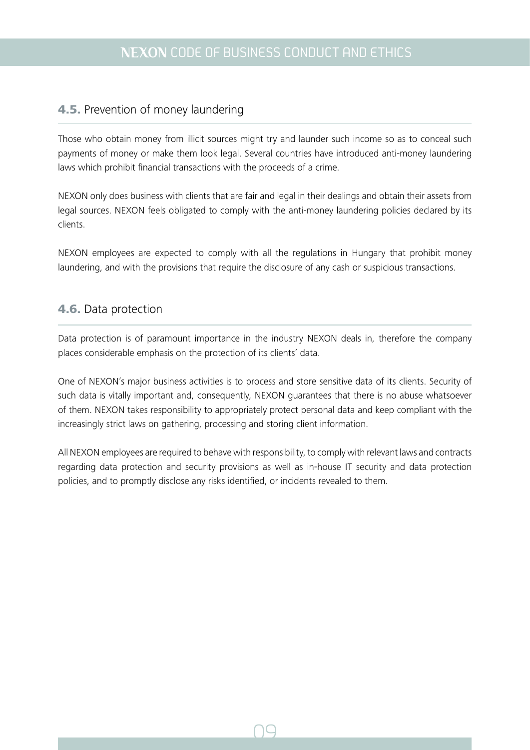## 4.5. Prevention of money laundering

Those who obtain money from illicit sources might try and launder such income so as to conceal such payments of money or make them look legal. Several countries have introduced anti-money laundering laws which prohibit financial transactions with the proceeds of a crime.

NEXON only does business with clients that are fair and legal in their dealings and obtain their assets from legal sources. NEXON feels obligated to comply with the anti-money laundering policies declared by its clients.

NEXON employees are expected to comply with all the regulations in Hungary that prohibit money laundering, and with the provisions that require the disclosure of any cash or suspicious transactions.

## 4.6. Data protection

Data protection is of paramount importance in the industry NEXON deals in, therefore the company places considerable emphasis on the protection of its clients' data.

One of NEXON's major business activities is to process and store sensitive data of its clients. Security of such data is vitally important and, consequently, NEXON guarantees that there is no abuse whatsoever of them. NEXON takes responsibility to appropriately protect personal data and keep compliant with the increasingly strict laws on gathering, processing and storing client information.

All NEXON employees are required to behave with responsibility, to comply with relevant laws and contracts regarding data protection and security provisions as well as in-house IT security and data protection policies, and to promptly disclose any risks identified, or incidents revealed to them.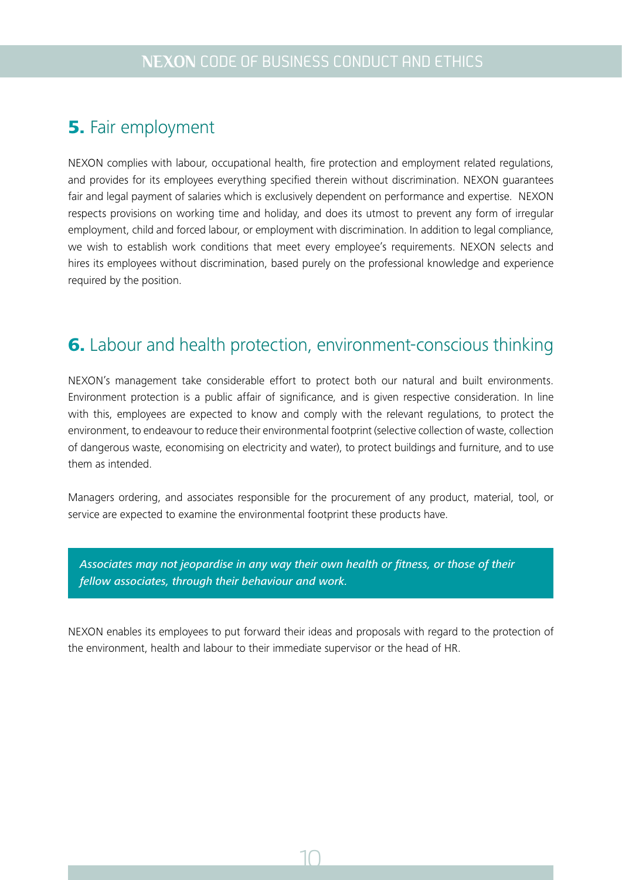## **5.** Fair employment

NEXON complies with labour, occupational health, fire protection and employment related regulations, and provides for its employees everything specified therein without discrimination. NEXON guarantees fair and legal payment of salaries which is exclusively dependent on performance and expertise. NEXON respects provisions on working time and holiday, and does its utmost to prevent any form of irregular employment, child and forced labour, or employment with discrimination. In addition to legal compliance, we wish to establish work conditions that meet every employee's requirements. NEXON selects and hires its employees without discrimination, based purely on the professional knowledge and experience required by the position.

## **6.** Labour and health protection, environment-conscious thinking

NEXON's management take considerable effort to protect both our natural and built environments. Environment protection is a public affair of significance, and is given respective consideration. In line with this, employees are expected to know and comply with the relevant regulations, to protect the environment, to endeavour to reduce their environmental footprint (selective collection of waste, collection of dangerous waste, economising on electricity and water), to protect buildings and furniture, and to use them as intended.

Managers ordering, and associates responsible for the procurement of any product, material, tool, or service are expected to examine the environmental footprint these products have.

***Associates may not jeopardise in any way their own health or fitness, or those of their fellow associates, through their behaviour and work.***

NEXON enables its employees to put forward their ideas and proposals with regard to the protection of the environment, health and labour to their immediate supervisor or the head of HR.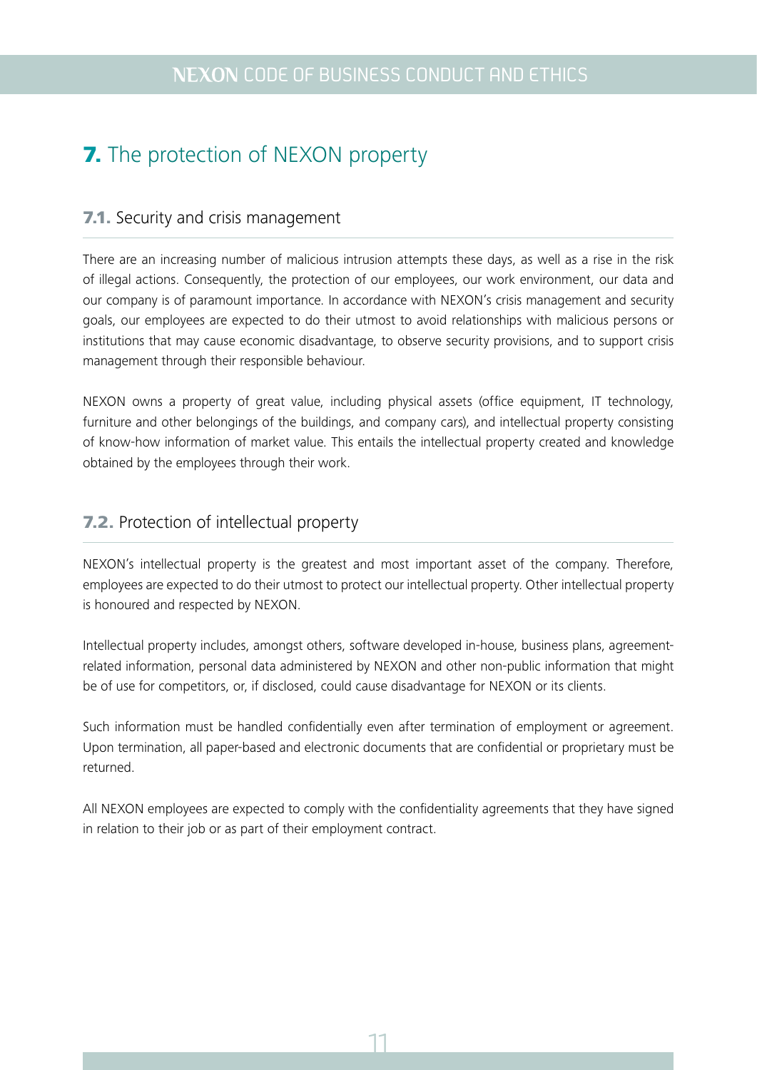# 7. The protection of NEXON property

## 7.1. Security and crisis management

There are an increasing number of malicious intrusion attempts these days, as well as a rise in the risk of illegal actions. Consequently, the protection of our employees, our work environment, our data and our company is of paramount importance. In accordance with NEXON's crisis management and security goals, our employees are expected to do their utmost to avoid relationships with malicious persons or institutions that may cause economic disadvantage, to observe security provisions, and to support crisis management through their responsible behaviour.

NEXON owns a property of great value, including physical assets (office equipment, IT technology, furniture and other belongings of the buildings, and company cars), and intellectual property consisting of know-how information of market value. This entails the intellectual property created and knowledge obtained by the employees through their work.

## 7.2. Protection of intellectual property

NEXON's intellectual property is the greatest and most important asset of the company. Therefore, employees are expected to do their utmost to protect our intellectual property. Other intellectual property is honoured and respected by NEXON.

Intellectual property includes, amongst others, software developed in-house, business plans, agreement-related information, personal data administered by NEXON and other non-public information that might be of use for competitors, or, if disclosed, could cause disadvantage for NEXON or its clients.

Such information must be handled confidentially even after termination of employment or agreement. Upon termination, all paper-based and electronic documents that are confidential or proprietary must be returned.

All NEXON employees are expected to comply with the confidentiality agreements that they have signed in relation to their job or as part of their employment contract.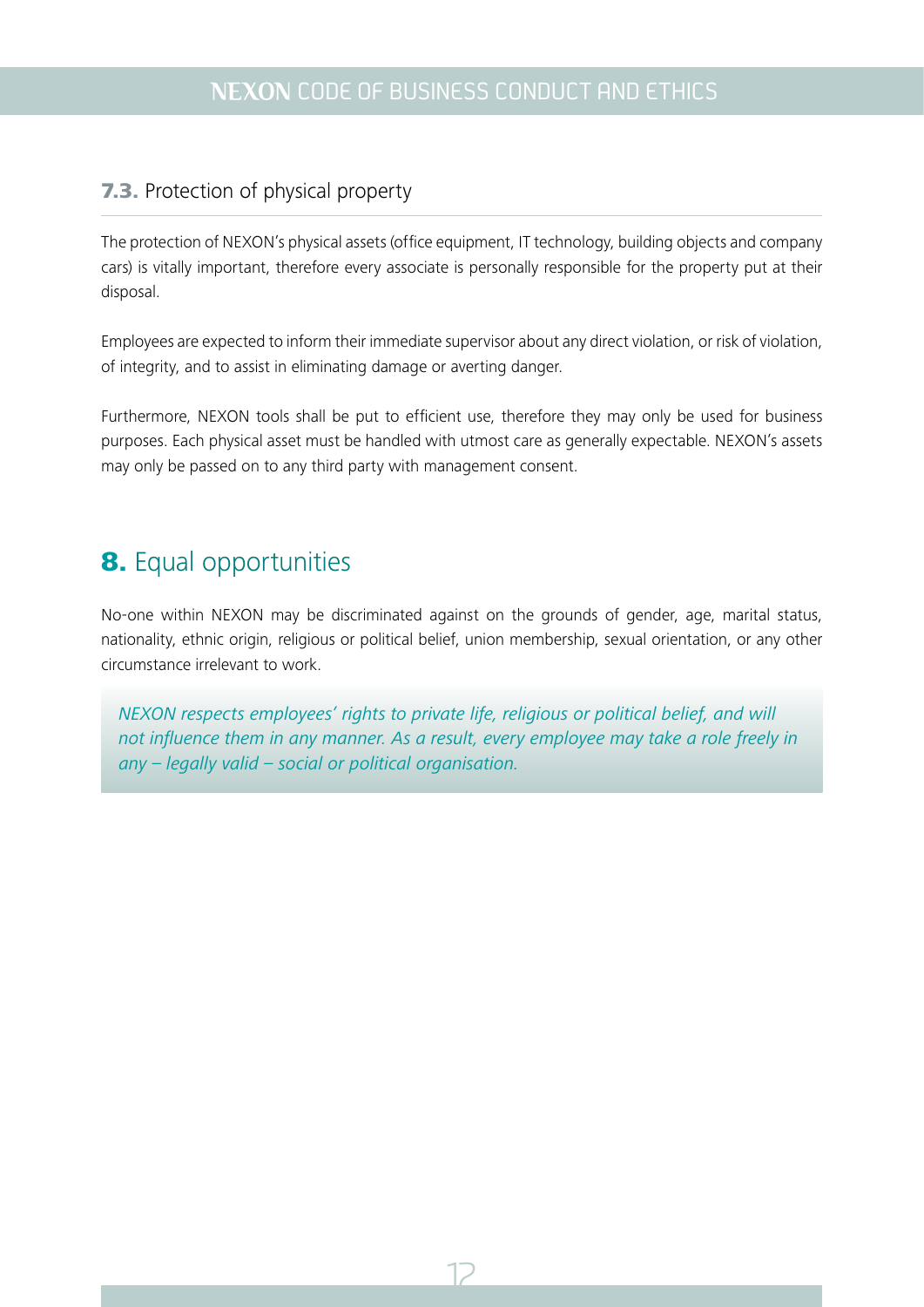### 7.3. Protection of physical property

The protection of NEXON's physical assets (office equipment, IT technology, building objects and company cars) is vitally important, therefore every associate is personally responsible for the property put at their disposal.

Employees are expected to inform their immediate supervisor about any direct violation, or risk of violation, of integrity, and to assist in eliminating damage or averting danger.

Furthermore, NEXON tools shall be put to efficient use, therefore they may only be used for business purposes. Each physical asset must be handled with utmost care as generally expectable. NEXON's assets may only be passed on to any third party with management consent.

## 8. Equal opportunities

No-one within NEXON may be discriminated against on the grounds of gender, age, marital status, nationality, ethnic origin, religious or political belief, union membership, sexual orientation, or any other circumstance irrelevant to work.

*NEXON respects employees' rights to private life, religious or political belief, and will not influence them in any manner. As a result, every employee may take a role freely in any – legally valid – social or political organisation.*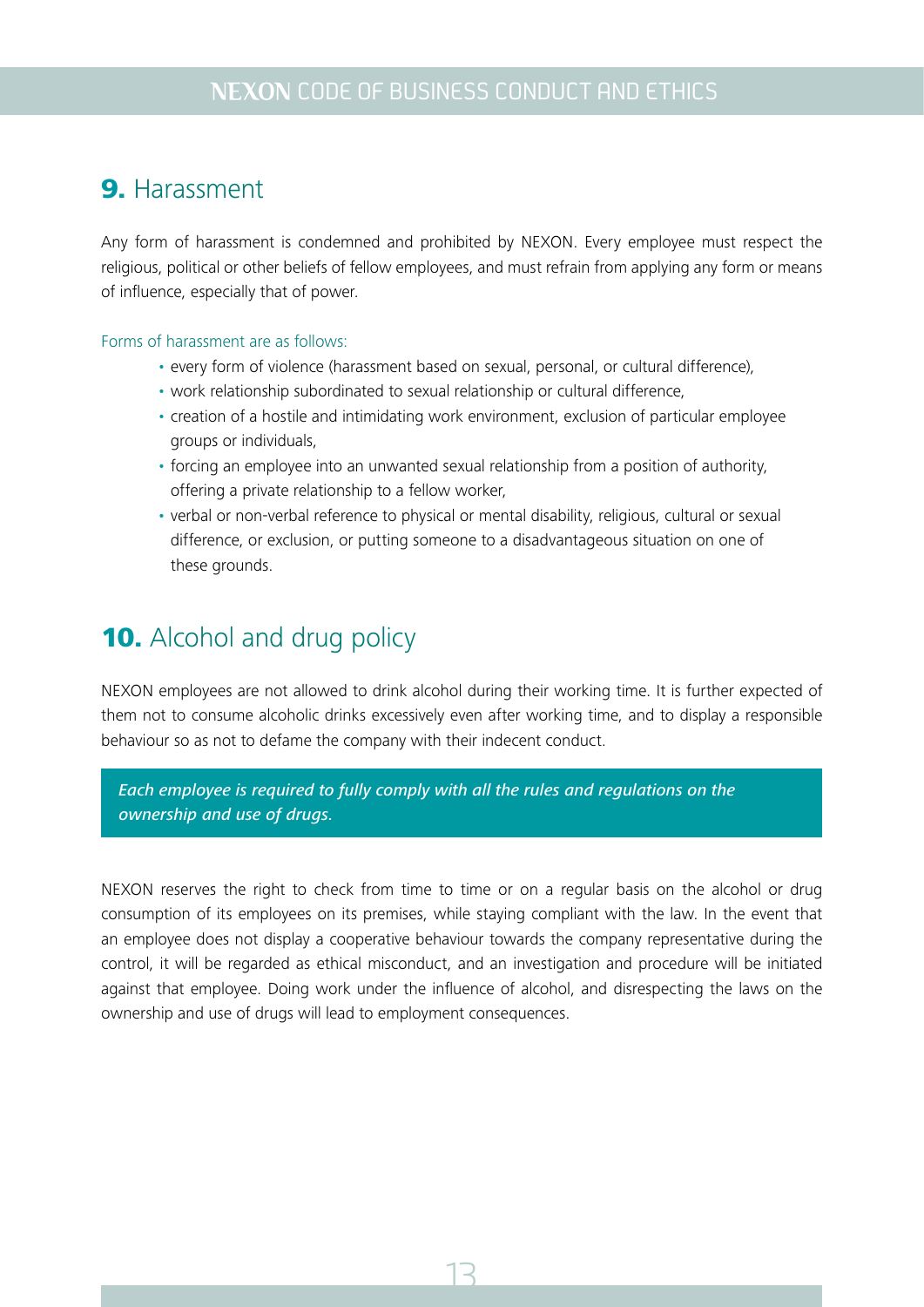## **9.** Harassment

Any form of harassment is condemned and prohibited by NEXON. Every employee must respect the religious, political or other beliefs of fellow employees, and must refrain from applying any form or means of influence, especially that of power.

Forms of harassment are as follows:

- every form of violence (harassment based on sexual, personal, or cultural difference),
- work relationship subordinated to sexual relationship or cultural difference,
- creation of a hostile and intimidating work environment, exclusion of particular employee groups or individuals,
- forcing an employee into an unwanted sexual relationship from a position of authority, offering a private relationship to a fellow worker,
- verbal or non-verbal reference to physical or mental disability, religious, cultural or sexual difference, or exclusion, or putting someone to a disadvantageous situation on one of these grounds.

## **10.** Alcohol and drug policy

NEXON employees are not allowed to drink alcohol during their working time. It is further expected of them not to consume alcoholic drinks excessively even after working time, and to display a responsible behaviour so as not to defame the company with their indecent conduct.

***Each employee is required to fully comply with all the rules and regulations on the ownership and use of drugs.***

NEXON reserves the right to check from time to time or on a regular basis on the alcohol or drug consumption of its employees on its premises, while staying compliant with the law. In the event that an employee does not display a cooperative behaviour towards the company representative during the control, it will be regarded as ethical misconduct, and an investigation and procedure will be initiated against that employee. Doing work under the influence of alcohol, and disrespecting the laws on the ownership and use of drugs will lead to employment consequences.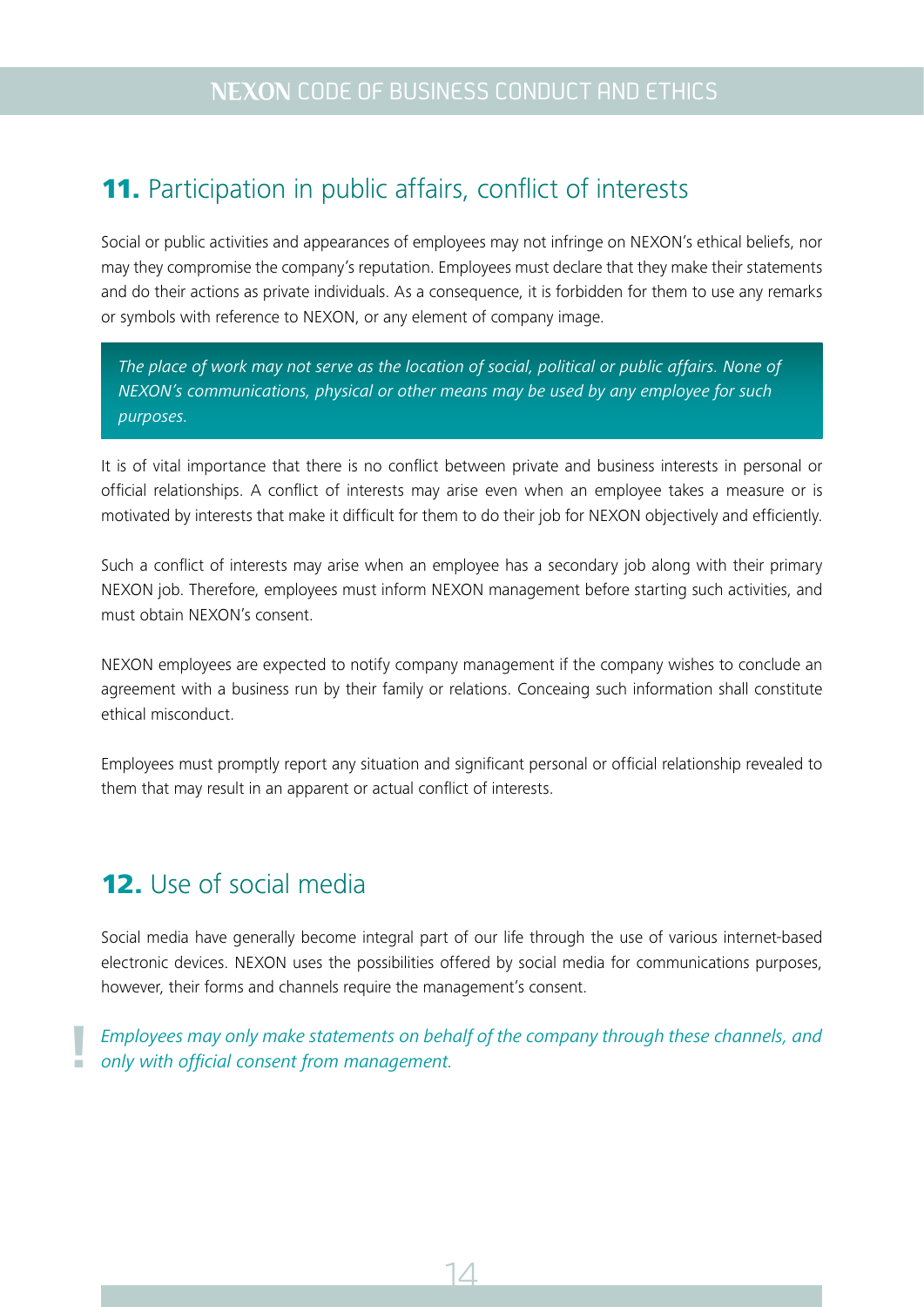## **11.** Participation in public affairs, conflict of interests

Social or public activities and appearances of employees may not infringe on NEXON's ethical beliefs, nor may they compromise the company's reputation. Employees must declare that they make their statements and do their actions as private individuals. As a consequence, it is forbidden for them to use any remarks or symbols with reference to NEXON, or any element of company image.

*The place of work may not serve as the location of social, political or public affairs. None of NEXON's communications, physical or other means may be used by any employee for such purposes.*

It is of vital importance that there is no conflict between private and business interests in personal or official relationships. A conflict of interests may arise even when an employee takes a measure or is motivated by interests that make it difficult for them to do their job for NEXON objectively and efficiently.

Such a conflict of interests may arise when an employee has a secondary job along with their primary NEXON job. Therefore, employees must inform NEXON management before starting such activities, and must obtain NEXON's consent.

NEXON employees are expected to notify company management if the company wishes to conclude an agreement with a business run by their family or relations. Conceaing such information shall constitute ethical misconduct.

Employees must promptly report any situation and significant personal or official relationship revealed to them that may result in an apparent or actual conflict of interests.

## **12.** Use of social media

Social media have generally become integral part of our life through the use of various internet-based electronic devices. NEXON uses the possibilities offered by social media for communications purposes, however, their forms and channels require the management's consent.

*Employees may only make statements on behalf of the company through these channels, and only with official consent from management.*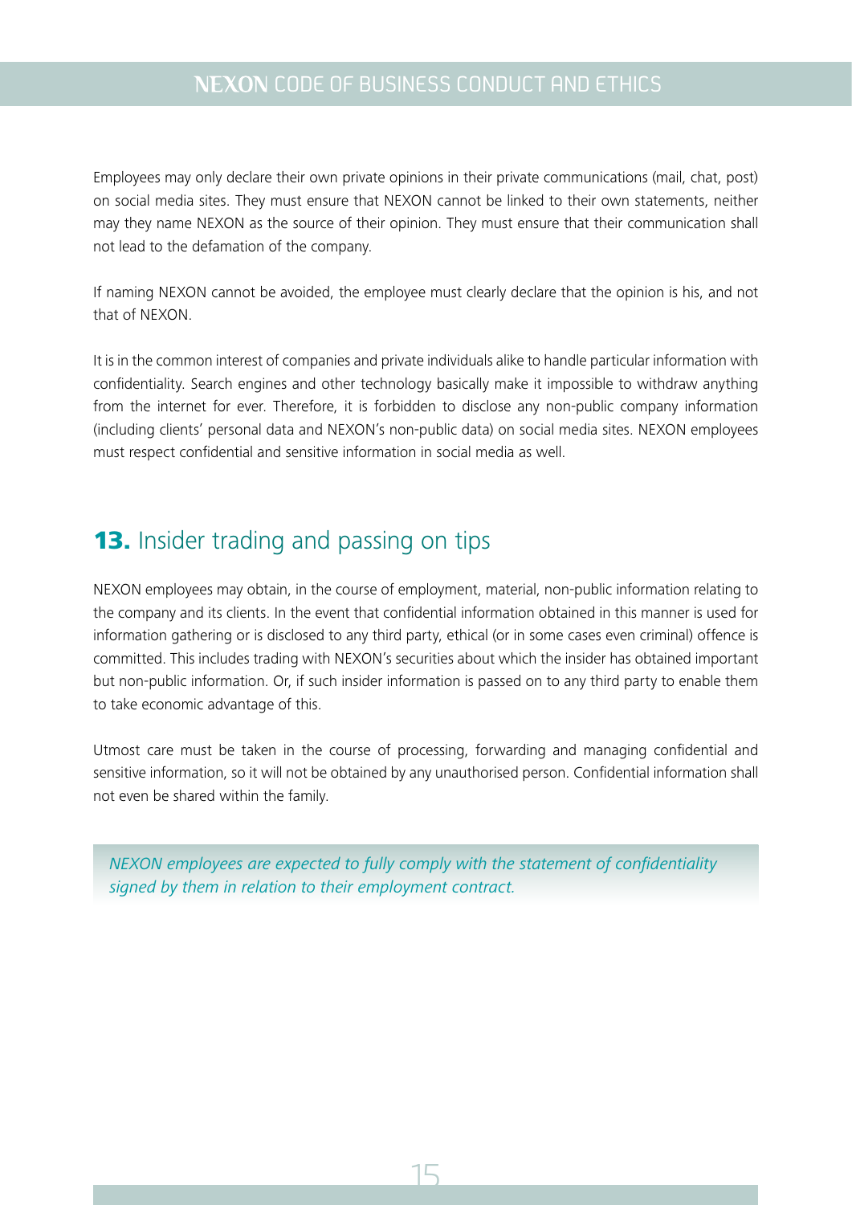Employees may only declare their own private opinions in their private communications (mail, chat, post) on social media sites. They must ensure that NEXON cannot be linked to their own statements, neither may they name NEXON as the source of their opinion. They must ensure that their communication shall not lead to the defamation of the company.

If naming NEXON cannot be avoided, the employee must clearly declare that the opinion is his, and not that of NEXON.

It is in the common interest of companies and private individuals alike to handle particular information with confidentiality. Search engines and other technology basically make it impossible to withdraw anything from the internet for ever. Therefore, it is forbidden to disclose any non-public company information (including clients' personal data and NEXON's non-public data) on social media sites. NEXON employees must respect confidential and sensitive information in social media as well.

## **13.** Insider trading and passing on tips

NEXON employees may obtain, in the course of employment, material, non-public information relating to the company and its clients. In the event that confidential information obtained in this manner is used for information gathering or is disclosed to any third party, ethical (or in some cases even criminal) offence is committed. This includes trading with NEXON's securities about which the insider has obtained important but non-public information. Or, if such insider information is passed on to any third party to enable them to take economic advantage of this.

Utmost care must be taken in the course of processing, forwarding and managing confidential and sensitive information, so it will not be obtained by any unauthorised person. Confidential information shall not even be shared within the family.

*NEXON employees are expected to fully comply with the statement of confidentiality signed by them in relation to their employment contract.*